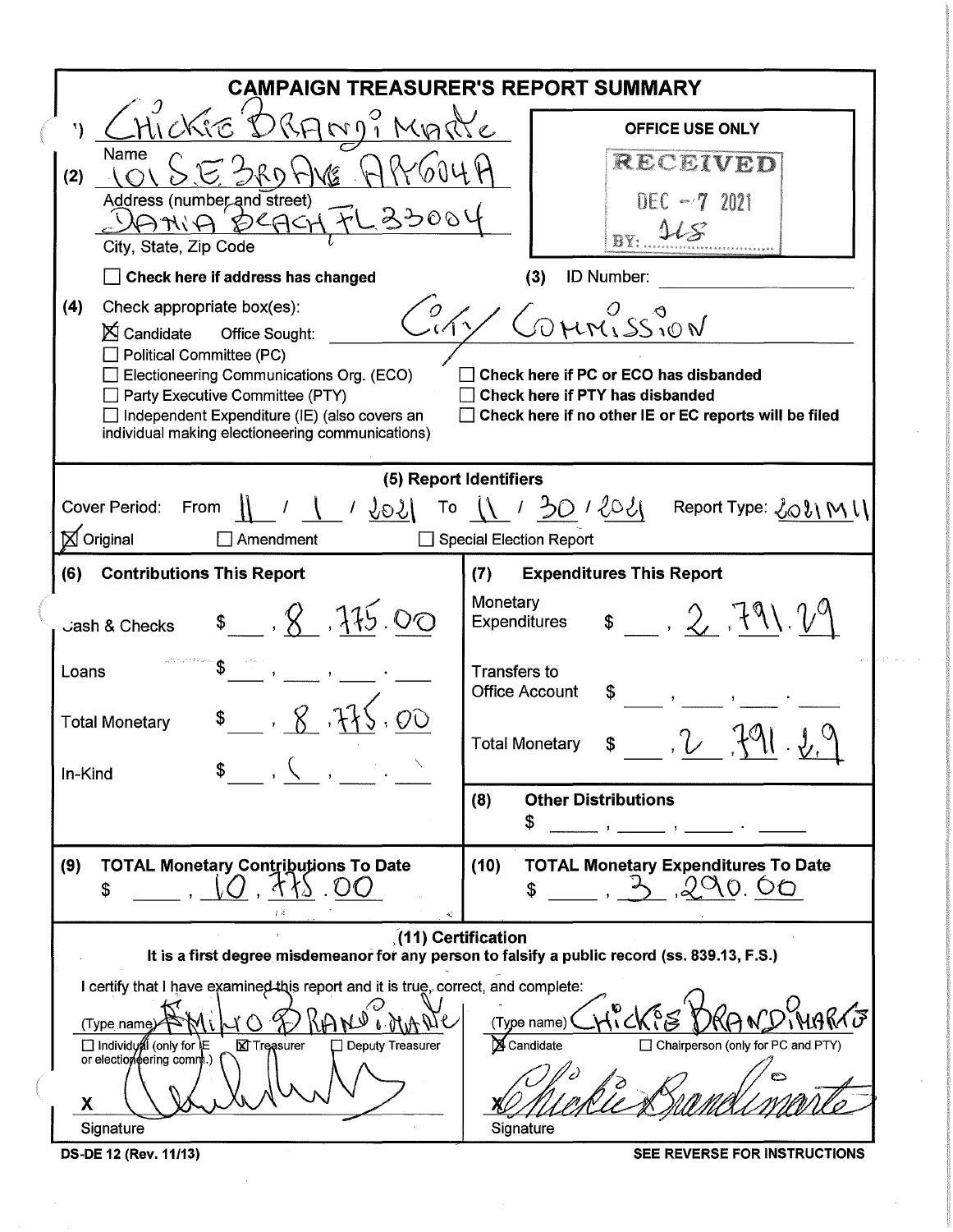# CAMPAIGN TREASURER'S REPORT SUMMARY

(1) CHICKIE BRANDIMARTE
Name

(2) 101 S.E. 3RD AVE APT 604A
Address (number and street)

DANIA BEACH FL 33004
City, State, Zip Code

☐ Check here if address has changed

**OFFICE USE ONLY**

RECEIVED
DEC - 7 2021
BY: JLS

(3) ID Number:

(4) Check appropriate box(es):

☒ Candidate Office Sought: City Commission

☐ Political Committee (PC)

☐ Electioneering Communications Org. (ECO)

☐ Party Executive Committee (PTY)

☐ Independent Expenditure (IE) (also covers an individual making electioneering communications)

☐ Check here if PC or ECO has disbanded

☐ Check here if PTY has disbanded

☐ Check here if no other IE or EC reports will be filed

## (5) Report Identifiers

Cover Period: From 11 / 1 / 2021 To 11 / 30 / 2021 Report Type: 2021 M11

☒ Original ☐ Amendment ☐ Special Election Report

| (6) Contributions This Report | | (7) Expenditures This Report | |
|---|---|---|---|
| Cash & Checks | $ 8,775.00 | Monetary Expenditures | $ 2,791.29 |
| Loans | $ | Transfers to Office Account | $ |
| Total Monetary | $ 8,775.00 | Total Monetary | $ 2,791.29 |
| In-Kind | $ — | | |

(8) Other Distributions
$

(9) TOTAL Monetary Contributions To Date
$ 10,775.00

(10) TOTAL Monetary Expenditures To Date
$ 3,290.00

## (11) Certification

**It is a first degree misdemeanor for any person to falsify a public record (ss. 839.13, F.S.)**

I certify that I have examined this report and it is true, correct, and complete:

(Type name) EMILIO BRANDIMARTE

☐ Individual (only for IE or electioneering comm.) ☒ Treasurer ☐ Deputy Treasurer

X [Signature]
Signature

(Type name) CHICKIE BRANDIMARTE

☒ Candidate ☐ Chairperson (only for PC and PTY)

X Chickie Brandimarte
Signature

DS-DE 12 (Rev. 11/13)

SEE REVERSE FOR INSTRUCTIONS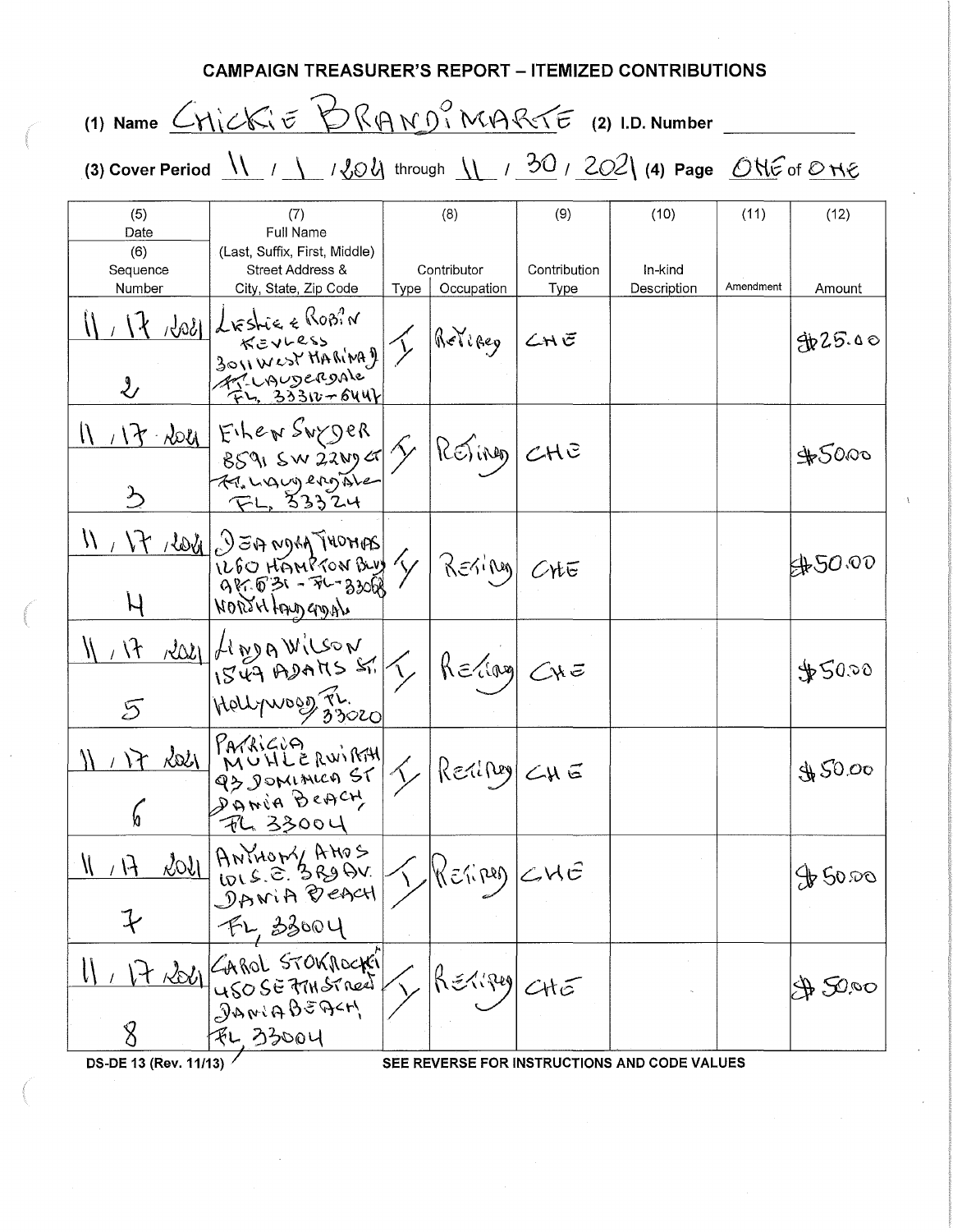## CAMPAIGN TREASURER'S REPORT – ITEMIZED CONTRIBUTIONS

(1) Name CHICKIE BRANDIMARTE (2) I.D. Number ________

(3) Cover Period 11 / 1 / 2021 through 11 / 30 / 2021 (4) Page ONE of ONE

| (5) Date / (6) Sequence Number | (7) Full Name (Last, Suffix, First, Middle) Street Address & City, State, Zip Code | (8) Contributor Type | (8) Contributor Occupation | (9) Contribution Type | (10) In-kind Description | (11) Amendment | (12) Amount |
|---|---|---|---|---|---|---|---|
| 11 / 17 / 2021 / 2 | Leslie & Robin Kevless 3011 West Marina Dr. Ft. Lauderdale FL 33312-6447 | I | Retired | CHE | | | $25.00 |
| 11 / 17 / 2021 / 3 | Eileen Snyder 8591 SW 22nd St Ft. Lauderdale FL 33324 | I | Retired | CHE | | | $50.00 |
| 11 / 17 / 2021 / 4 | Deanna Thomas 1260 Hampton Blvd Apt. 531 - FL - 33068 North Lauderdale | I | Retired | CHE | | | $50.00 |
| 11 / 17 / 2021 / 5 | Linda Wilson 1549 Adams St. Hollywood FL. 33020 | I | Retired | CHE | | | $50.00 |
| 11 / 17 / 2021 / 6 | Patricia Muhlerwirth 93 Dominica St Dania Beach, FL 33004 | I | Retired | CHE | | | $50.00 |
| 11 / 17 / 2021 / 7 | Anthony Amos 101 S.E. 3rd Av. Dania Beach FL 33004 | I | Retired | CHE | | | $50.00 |
| 11 / 17 / 2021 / 8 | Carol Stokrocki 450 SE 7th Street Dania Beach FL 33004 | I | Retired | CHE | | | $50.00 |

DS-DE 13 (Rev. 11/13) SEE REVERSE FOR INSTRUCTIONS AND CODE VALUES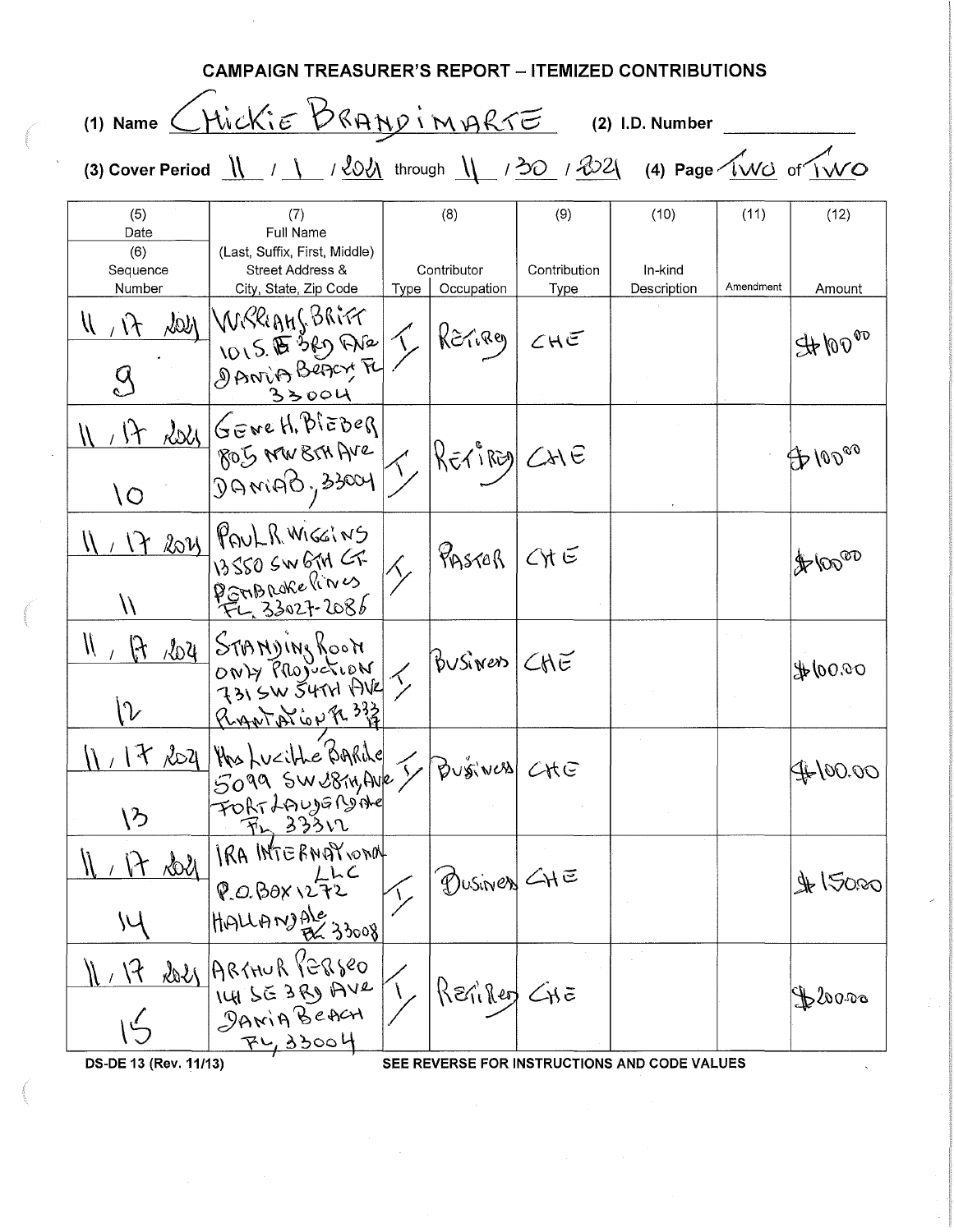## CAMPAIGN TREASURER'S REPORT – ITEMIZED CONTRIBUTIONS

(1) Name CHICKIE BRANDIMARTE (2) I.D. Number

(3) Cover Period 11 / 1 / 2021 through 11 / 30 / 2021 (4) Page TWO of TWO

| (5) Date (6) Sequence Number | (7) Full Name (Last, Suffix, First, Middle) Street Address & City, State, Zip Code | (8) Contributor Type | Occupation | (9) Contribution Type | (10) In-kind Description | (11) Amendment | (12) Amount |
|---|---|---|---|---|---|---|---|
| 11 / 17 2021<br>9 | WILLIAMS BRITT<br>101 S. E 3RD AVE<br>DANIA BEACH FL<br>33004 | I | RETIRED | CHE | | | $100.00 |
| 11 / 17 2021<br>10 | GENE H. BIEBER<br>805 NW 8TH AVE<br>DANIA B., 33004 | I | RETIRED | CHE | | | $100.00 |
| 11 / 17 2021<br>11 | PAUL R. WIGGINS<br>13550 SW 6TH CT<br>PEMBROKE PINES<br>FL 33027-2086 | I | PASTOR | CHE | | | $100.00 |
| 11 / 17 2021<br>12 | STANDING ROOM ONLY PRODUCTION<br>731 SW 54TH AVE<br>PLANTATION FL 33317 | I | BUSINESS | CHE | | | $100.00 |
| 11 / 17 2021<br>13 | Mrs Lucille Barkle<br>5099 SW 28TH AVE<br>FORT LAUDERDALE<br>FL 33312 | I | BUSINESS | CHE | | | $100.00 |
| 11 / 17 2021<br>14 | IRA INTERNATIONAL LLC<br>P.O. BOX 1272<br>HALLANDALE FL 33008 | I | BUSINESS | CHE | | | $150.00 |
| 11 / 17 2021<br>15 | ARTHUR PERSEO<br>141 SE 3RD AVE<br>DANIA BEACH<br>FL 33004 | I | RETIRED | CHE | | | $200.00 |

DS-DE 13 (Rev. 11/13) SEE REVERSE FOR INSTRUCTIONS AND CODE VALUES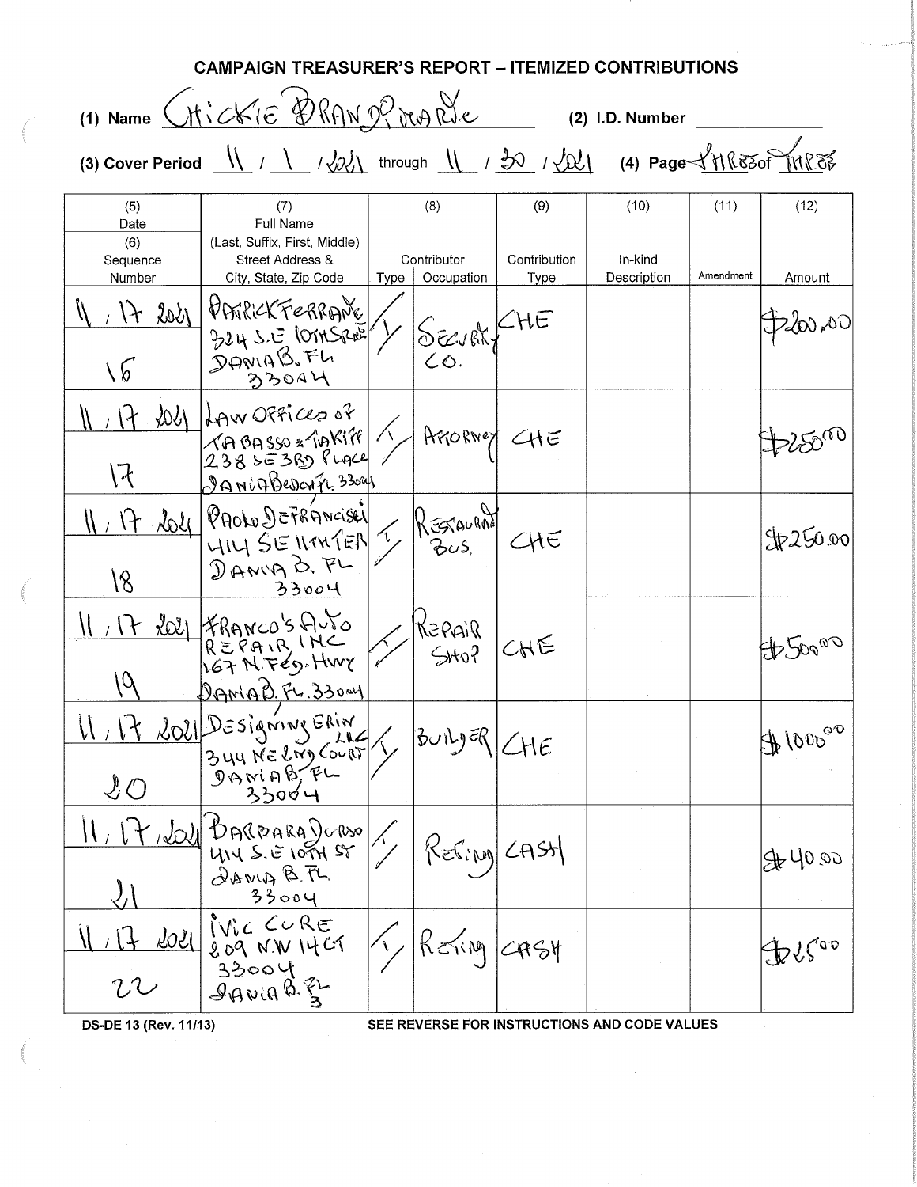# CAMPAIGN TREASURER'S REPORT – ITEMIZED CONTRIBUTIONS

(1) Name CHICKIE BRANDIMARTE (2) I.D. Number

(3) Cover Period 11 / 1 / 2021 through 11 / 30 / 2021 (4) Page THREE of THREE

| (5) Date (6) Sequence Number | (7) Full Name (Last, Suffix, First, Middle) Street Address & City, State, Zip Code | (8) Contributor Type | Occupation | (9) Contribution Type | (10) In-kind Description | (11) Amendment | (12) Amount |
|---|---|---|---|---|---|---|---|
| 11 / 17 2021 16 | PATRICK FERRANTE 324 S.E 10TH STREET DANIA B. FL 33004 | I | SECURITY CO. | CHE | | | $200.00 |
| 11 / 17 2021 17 | LAW OFFICES OF TABASSO & TAKIFF 238 SE 3RD PLACE DANIA BEACH FL 33004 | I | ATTORNEY | CHE | | | $250.00 |
| 11 / 17 2021 18 | PAOLO DEFRANCISCI 414 SE 11TH TER DANIA B. FL 33004 | I | RESTAURANT BUS. | CHE | | | $250.00 |
| 11 / 17 2021 19 | FRANCO'S AUTO REPAIR INC 167 N. FED. HWY DANIA B. FL. 33004 | I | REPAIR SHOP | CHE | | | $500.00 |
| 11 / 17 2021 20 | DESIGNING ERIN LLC 344 NE 2ND COURT DANIA B. FL 33004 | I | BUILDER | CHE | | | $1000.00 |
| 11 / 17 2021 21 | BARBARA DURSO 414 S.E 10TH ST DANIA B. FL. 33004 | I | RETIRED | CASH | | | $40.00 |
| 11 / 17 2021 22 | VIC CURE 809 N.W 14 CT 33004 DANIA B. FL | I | RETIRED | CASH | | | $25.00 |

DS-DE 13 (Rev. 11/13) SEE REVERSE FOR INSTRUCTIONS AND CODE VALUES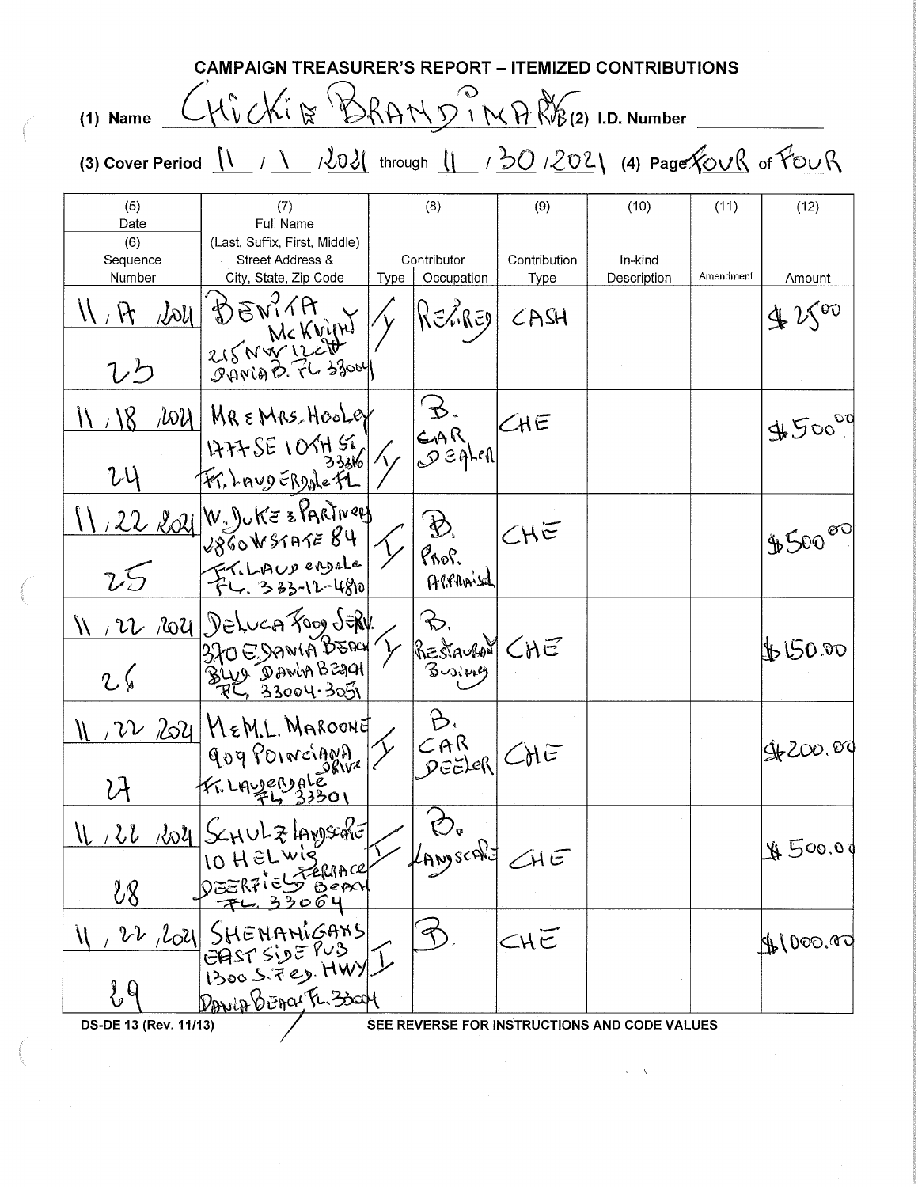# CAMPAIGN TREASURER'S REPORT – ITEMIZED CONTRIBUTIONS

(1) Name CHICKIE BRANDIMARTE (2) I.D. Number ______

(3) Cover Period 11 / 1 / 2021 through 11 / 30 / 2021 (4) Page FOUR of FOUR

| (5) Date (6) Sequence Number | (7) Full Name (Last, Suffix, First, Middle) Street Address & City, State, Zip Code | (8) Contributor Type | (8) Contributor Occupation | (9) Contribution Type | (10) In-kind Description | (11) Amendment | (12) Amount |
|---|---|---|---|---|---|---|---|
| 11 / 17 / 2021<br>23 | BENITA McKNIGHT<br>215 NW 12 CT<br>DANIA B. FL 33004 | I | RETIRED | CASH | | | $25.00 |
| 11 / 18 / 2021<br>24 | MR & MRS. HOOLEY<br>1777 SE 10TH ST 33316<br>FT. LAUDERDALE FL | I | B. CAR DEALER | CHE | | | $500.00 |
| 11 / 22 / 2021<br>25 | W. DUKE & PARTNERS<br>2860 W STATE 84<br>FT. LAUDERDALE<br>FL. 333-12-4810 | I | B. PROP. APPRAISAL | CHE | | | $500.00 |
| 11 / 22 / 2021<br>26 | DELUCA FOOD SERV.<br>370 E DANIA BEACH BLVD. DANIA BEACH<br>FL. 33004-3051 | I | B. RESTAURANT BUSINESS | CHE | | | $150.00 |
| 11 / 22 / 2021<br>27 | M & M.L. MAROONE<br>909 POINCIANA DRIVE<br>FT. LAUDERDALE<br>FL 33301 | I | B. CAR DEELER | CHE | | | $200.00 |
| 11 / 22 / 2021<br>28 | SCHULZ LANDSCAPE<br>10 HELWIG TERRACE<br>DEERFIELD BEACH<br>FL. 33064 | I | B. LANDSCAPE | CHE | | | $500.00 |
| 11 / 22 / 2021<br>29 | SHENANIGANS EAST SIDE PUB<br>1300 S. FED. HWY<br>DANIA BEACH FL. 33004 | I | B. | CHE | | | $1000.00 |

DS-DE 13 (Rev. 11/13) SEE REVERSE FOR INSTRUCTIONS AND CODE VALUES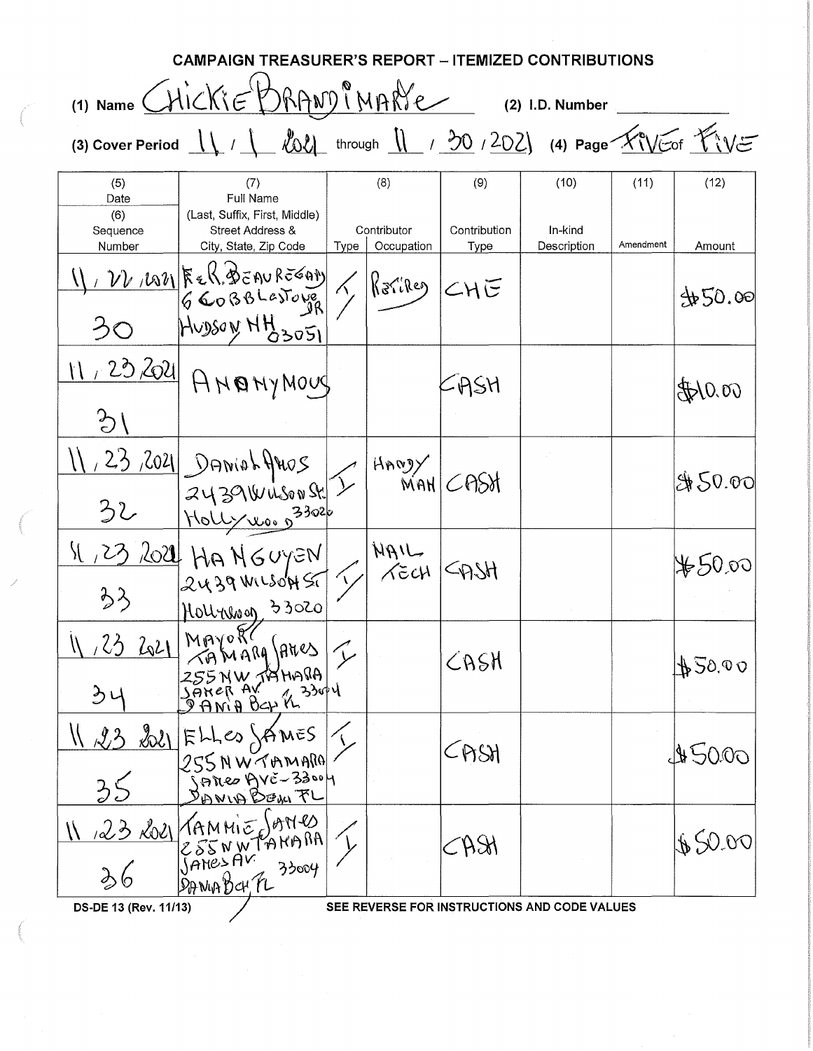## CAMPAIGN TREASURER'S REPORT – ITEMIZED CONTRIBUTIONS

(1) Name CHICKIE BRANDIMARTE (2) I.D. Number

(3) Cover Period 11 / 1 2021 through 11 / 30 / 2021 (4) Page FIVE of FIVE

| (5) Date (6) Sequence Number | (7) Full Name (Last, Suffix, First, Middle) Street Address & City, State, Zip Code | (8) Contributor Type | (8) Contributor Occupation | (9) Contribution Type | (10) In-kind Description | (11) Amendment | (12) Amount |
|---|---|---|---|---|---|---|---|
| 11 / 22 / 2021 30 | F & R. BEAUREGARD 6 COBBLESTONE DR HUDSON NH 03051 | I | RETIRED | CHE | | | $50.00 |
| 11 / 23 / 2021 31 | ANONYMOUS | | | CASH | | | $10.00 |
| 11 / 23 / 2021 32 | DANIEL AMOS 2439 WILSON ST Hollywood 33020 | I | HANDY MAN | CASH | | | $50.00 |
| 11 / 23 / 2021 33 | HA NGUYEN 2439 WILSON ST Hollywood 33020 | I | NAIL TECH | CASH | | | $50.00 |
| 11 / 23 / 2021 34 | MAYOR TAMARA JAMES 255 NW TAMARA JAMES AV 33004 DANIA BCH FL | I | | CASH | | | $50.00 |
| 11 / 23 / 2021 35 | ELLES JAMES 255 NW TAMARA JAMES AVE - 33004 DANIA BEACH FL | I | | CASH | | | $50.00 |
| 11 / 23 / 2021 36 | TAMMIE JAMES 255 NW TAMARA JAMES AV 33004 DANIA BCH FL | I | | CASH | | | $50.00 |

DS-DE 13 (Rev. 11/13) SEE REVERSE FOR INSTRUCTIONS AND CODE VALUES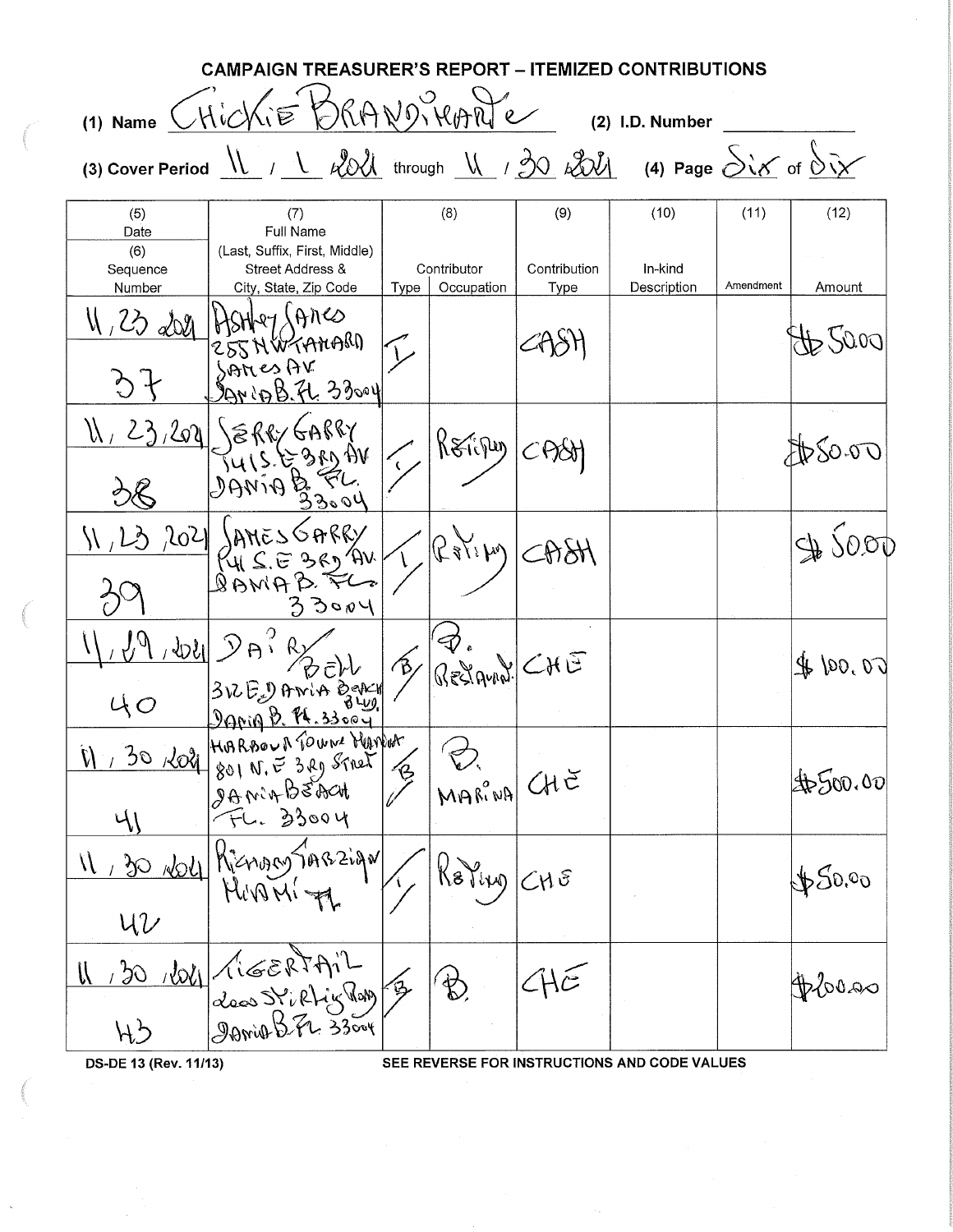# CAMPAIGN TREASURER'S REPORT – ITEMIZED CONTRIBUTIONS

(1) Name Chickie Brandimarte (2) I.D. Number

(3) Cover Period 11 / 1 2021 through 11 / 30 2021 (4) Page Six of Six

| (5) Date (6) Sequence Number | (7) Full Name (Last, Suffix, First, Middle) Street Address & City, State, Zip Code | (8) Contributor Type | (8) Contributor Occupation | (9) Contribution Type | (10) In-kind Description | (11) Amendment | (12) Amount |
|---|---|---|---|---|---|---|---|
| 11/23/2021 37 | Ashley James 255 NW Tamarind James Av. Dania B. FL 33004 | I | | CASH | | | $50.00 |
| 11/23/2021 38 | Jerry Garry 1415 S.E 3rd Av Dania B. FL. 33004 | I | Retired | CASH | | | $50.00 |
| 11/23/2021 39 | James Garry 1415 S.E 3rd Av. Dania B. FL. 33004 | I | Retired | CASH | | | $50.00 |
| 11/29/2021 40 | Dairy Bell 312 E. Dania Beach Blvd. Dania B. FL. 33004 | B | B. Restaurant | CHE | | | $100.00 |
| 11/30/2021 41 | Harbour Towne Marina 801 N.E 3rd Street Dania Beach FL. 33004 | B | B. Marina | CHE | | | $500.00 |
| 11/30/2021 42 | Richard Tarzian Miami FL | I | Retired | CHE | | | $50.00 |
| 11/30/2021 43 | Tigertail 2000 Stirling Road Dania B. FL 33004 | B | B | CHE | | | $200.00 |

DS-DE 13 (Rev. 11/13) SEE REVERSE FOR INSTRUCTIONS AND CODE VALUES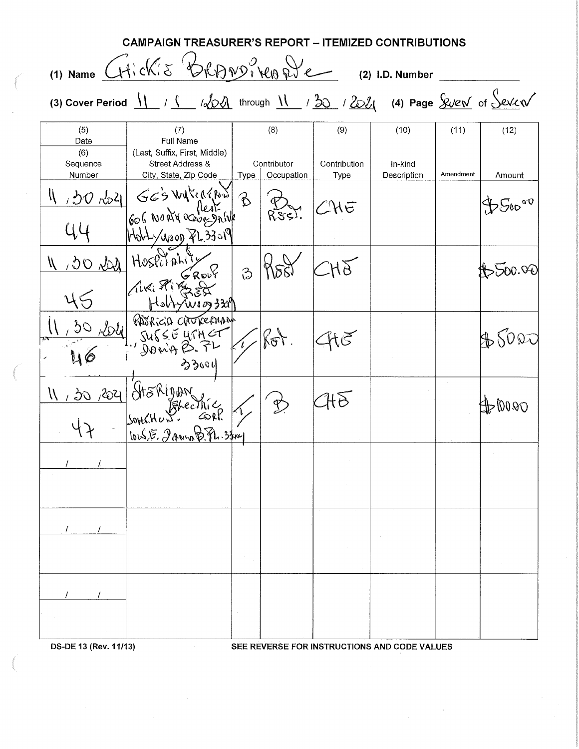# CAMPAIGN TREASURER'S REPORT – ITEMIZED CONTRIBUTIONS

(1) Name Chickie Brandimarte (2) I.D. Number

(3) Cover Period 11 / 1 / 2021 through 11 / 30 / 2021 (4) Page Seven of Seven

| (5) Date / (6) Sequence Number | (7) Full Name (Last, Suffix, First, Middle) Street Address & City, State, Zip Code | (8) Contributor Type | (8) Contributor Occupation | (9) Contribution Type | (10) In-kind Description | (11) Amendment | (12) Amount |
|---|---|---|---|---|---|---|---|
| 11 / 30 / 2021<br>44 | GG's Waterfront Rest<br>606 North Ocean Drive<br>Hollywood FL 33019 | B | Rest. | CHE | | | $500.00 |
| 11 / 30 / 2021<br>45 | Hospitality Group<br>Tiki Tiki Rest<br>Hollywood 33019 | B | Rest | CHE | | | $500.00 |
| 11 / 30 / 2021<br>46 | Patricia Chuckerman<br>545 S.E. 4th CT<br>Dania B. FL 33004 | I | Ret. | CHE | | | $50.00 |
| 11 / 30 / 2021<br>47 | Sheridan Electric Sonchon Corp.<br>605 S.E. Dania B. FL. 33004 | I | B | CHE | | | $100.00 |
| / / | | | | | | | |
| / / | | | | | | | |
| / / | | | | | | | |

DS-DE 13 (Rev. 11/13) SEE REVERSE FOR INSTRUCTIONS AND CODE VALUES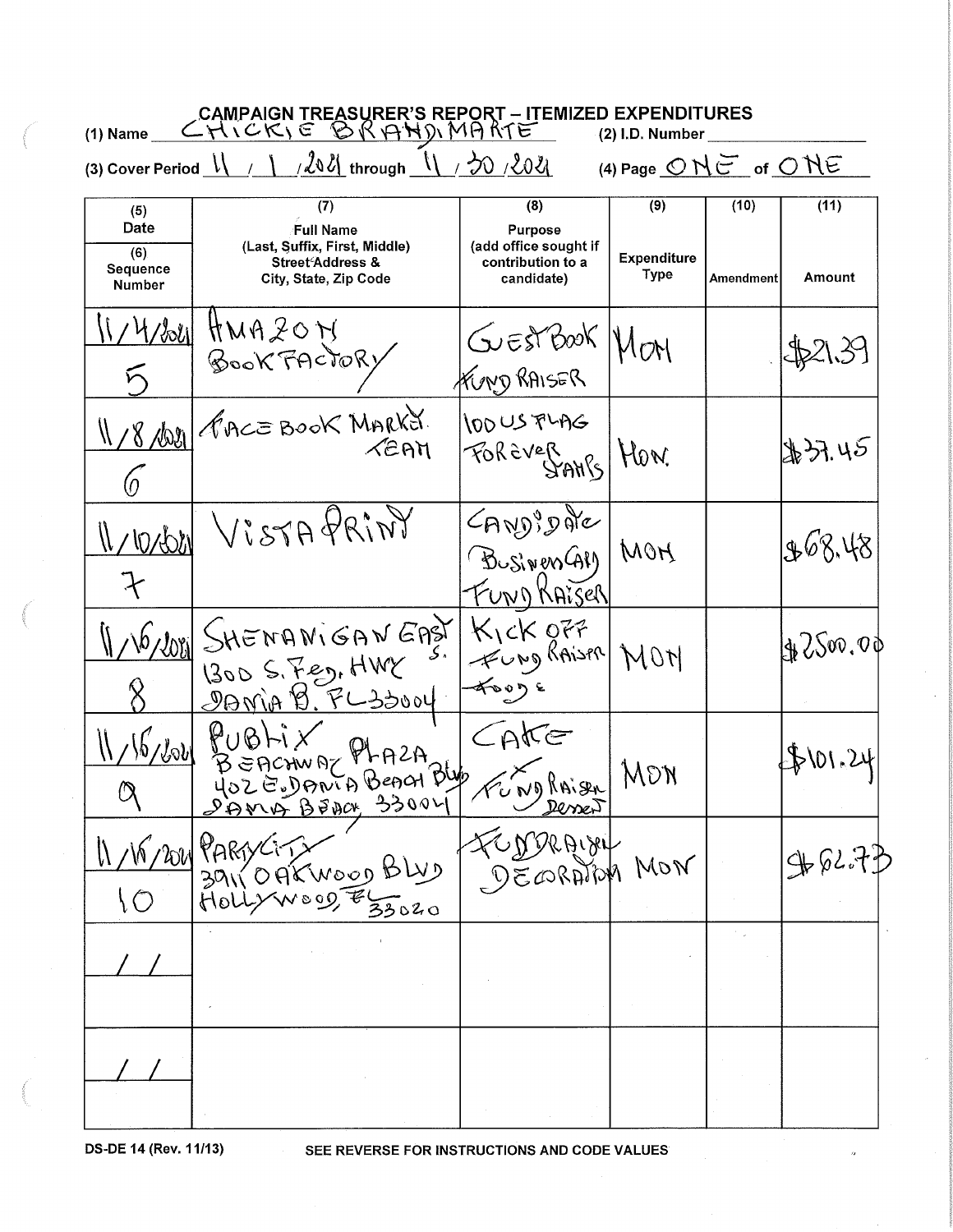# CAMPAIGN TREASURER'S REPORT – ITEMIZED EXPENDITURES

(1) Name CHICKIE BRANDIMARTE (2) I.D. Number

(3) Cover Period 11 / 1 /2021 through 11 / 30 /2021 (4) Page ONE of ONE

| (5) Date / (6) Sequence Number | (7) Full Name (Last, Suffix, First, Middle) Street Address & City, State, Zip Code | (8) Purpose (add office sought if contribution to a candidate) | (9) Expenditure Type | (10) Amendment | (11) Amount |
|---|---|---|---|---|---|
| 11/4/2021 5 | AMAZON BOOK FACTORY | GUEST BOOK FUND RAISER | MON | | $21.39 |
| 11/8/2021 6 | FACEBOOK MARKET TEAM | 100 US FLAG FOREVER STAMPS | MON | | $37.45 |
| 11/10/2021 7 | VISTA PRINT | CANDIDATE BUSINESS CARD FUND RAISER | MON | | $68.48 |
| 11/16/2021 8 | SHENANIGAN EAST 1300 S. FED. HWY S. DANIA B. FL 33004 | KICK OFF FUND RAISER FOOD | MON | | $2500.00 |
| 11/16/2021 9 | PUBLIX BEACHWAY PLAZA 402 E. DANIA BEACH BLVD DANIA BEACH 33004 | CAKE FUND RAISER DESSERT | MON | | $101.24 |
| 11/16/2021 10 | PARTY CITY 3911 OAKWOOD BLVD HOLLYWOOD, FL 33020 | FUNDRAISER DECORATION | MON | | $62.73 |
| / / | | | | | |
| / / | | | | | |

DS-DE 14 (Rev. 11/13) SEE REVERSE FOR INSTRUCTIONS AND CODE VALUES